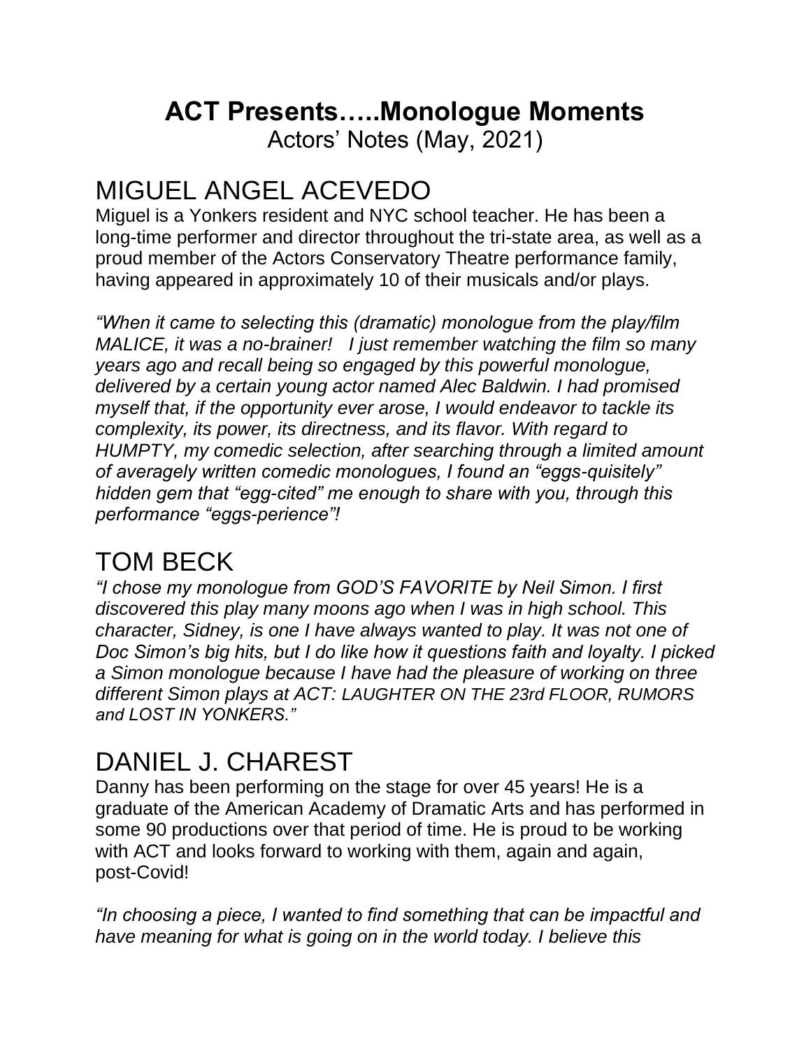# ACT Presents…..Monologue Moments

Actors' Notes (May, 2021)

## MIGUEL ANGEL ACEVEDO

Miguel is a Yonkers resident and NYC school teacher. He has been a long-time performer and director throughout the tri-state area, as well as a proud member of the Actors Conservatory Theatre performance family, having appeared in approximately 10 of their musicals and/or plays.

*"When it came to selecting this (dramatic) monologue from the play/film MALICE, it was a no-brainer! I just remember watching the film so many years ago and recall being so engaged by this powerful monologue, delivered by a certain young actor named Alec Baldwin. I had promised myself that, if the opportunity ever arose, I would endeavor to tackle its complexity, its power, its directness, and its flavor. With regard to HUMPTY, my comedic selection, after searching through a limited amount of averagely written comedic monologues, I found an "eggs-quisitely" hidden gem that "egg-cited" me enough to share with you, through this performance "eggs-perience"!*

## TOM BECK

*"I chose my monologue from GOD'S FAVORITE by Neil Simon. I first discovered this play many moons ago when I was in high school. This character, Sidney, is one I have always wanted to play. It was not one of Doc Simon's big hits, but I do like how it questions faith and loyalty. I picked a Simon monologue because I have had the pleasure of working on three different Simon plays at ACT: LAUGHTER ON THE 23rd FLOOR, RUMORS and LOST IN YONKERS."*

## DANIEL J. CHAREST

Danny has been performing on the stage for over 45 years! He is a graduate of the American Academy of Dramatic Arts and has performed in some 90 productions over that period of time. He is proud to be working with ACT and looks forward to working with them, again and again, post-Covid!

*"In choosing a piece, I wanted to find something that can be impactful and have meaning for what is going on in the world today. I believe this*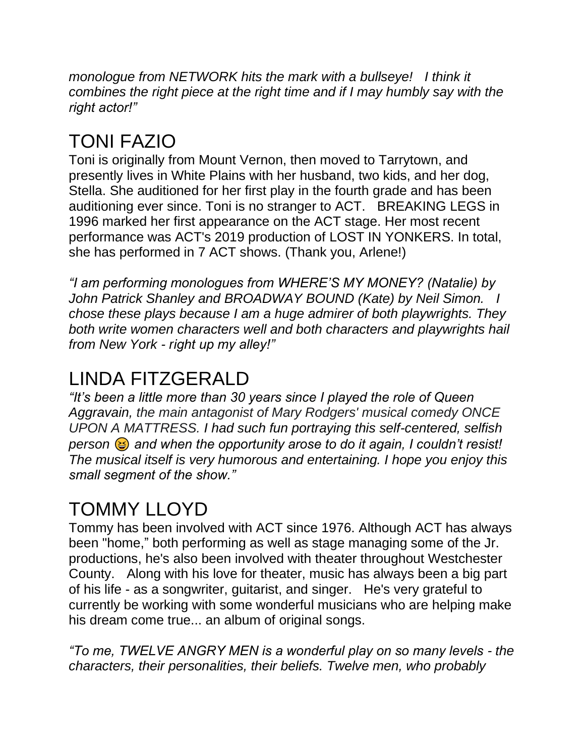*monologue from NETWORK hits the mark with a bullseye! I think it combines the right piece at the right time and if I may humbly say with the right actor!"*

## TONI FAZIO

Toni is originally from Mount Vernon, then moved to Tarrytown, and presently lives in White Plains with her husband, two kids, and her dog, Stella. She auditioned for her first play in the fourth grade and has been auditioning ever since. Toni is no stranger to ACT. BREAKING LEGS in 1996 marked her first appearance on the ACT stage. Her most recent performance was ACT's 2019 production of LOST IN YONKERS. In total, she has performed in 7 ACT shows. (Thank you, Arlene!)

*"I am performing monologues from WHERE'S MY MONEY? (Natalie) by John Patrick Shanley and BROADWAY BOUND (Kate) by Neil Simon. I chose these plays because I am a huge admirer of both playwrights. They both write women characters well and both characters and playwrights hail from New York - right up my alley!"*

## LINDA FITZGERALD

*"It's been a little more than 30 years since I played the role of Queen Aggravain, the main antagonist of Mary Rodgers' musical comedy ONCE UPON A MATTRESS. I had such fun portraying this self-centered, selfish person 😆 and when the opportunity arose to do it again, I couldn't resist! The musical itself is very humorous and entertaining. I hope you enjoy this small segment of the show."*

## TOMMY LLOYD

Tommy has been involved with ACT since 1976. Although ACT has always been "home," both performing as well as stage managing some of the Jr. productions, he's also been involved with theater throughout Westchester County. Along with his love for theater, music has always been a big part of his life - as a songwriter, guitarist, and singer. He's very grateful to currently be working with some wonderful musicians who are helping make his dream come true... an album of original songs.

*"To me, TWELVE ANGRY MEN is a wonderful play on so many levels - the characters, their personalities, their beliefs. Twelve men, who probably*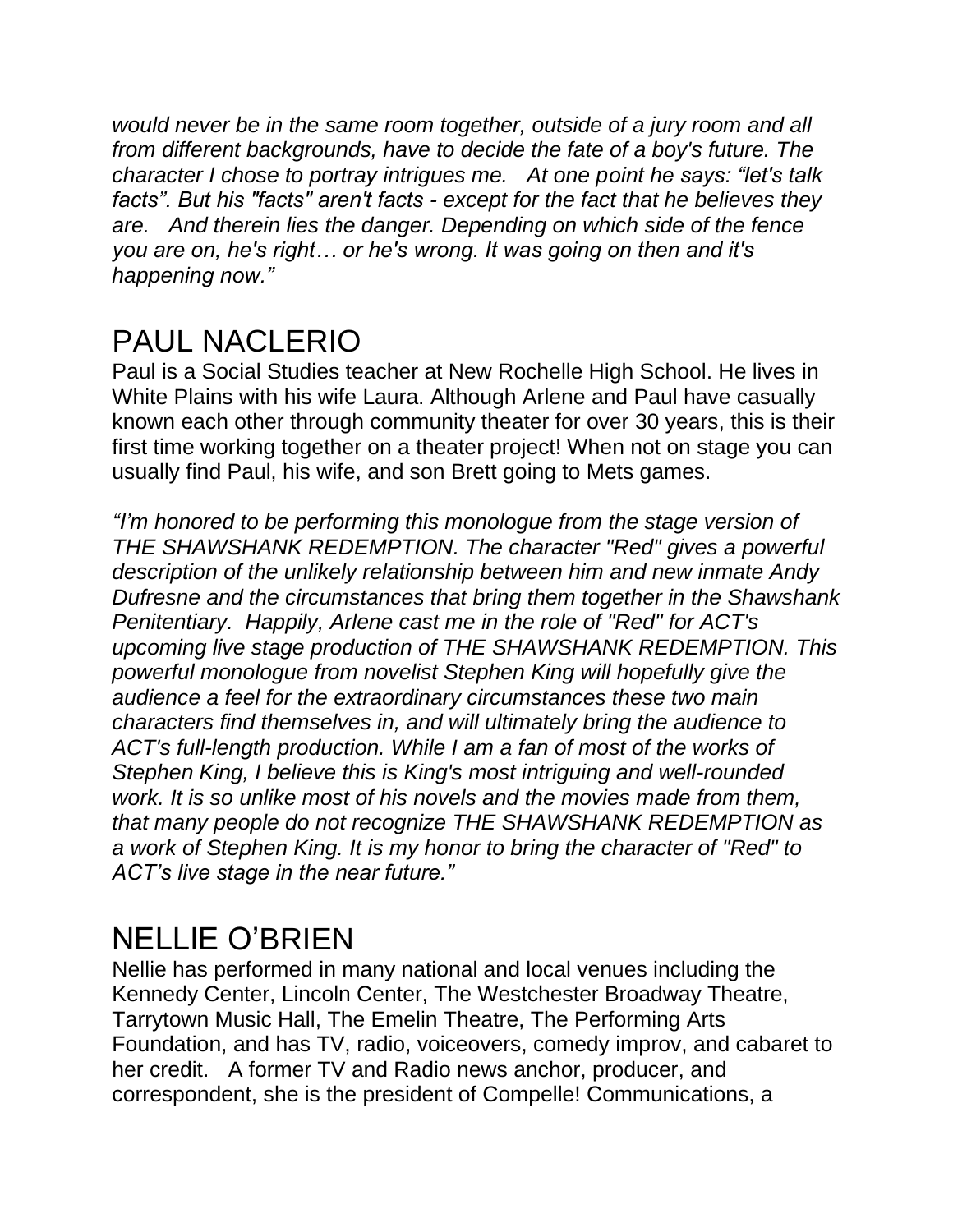*would never be in the same room together, outside of a jury room and all from different backgrounds, have to decide the fate of a boy's future. The character I chose to portray intrigues me. At one point he says: "let's talk facts". But his "facts" aren't facts - except for the fact that he believes they are. And therein lies the danger. Depending on which side of the fence you are on, he's right… or he's wrong. It was going on then and it's happening now."*

# PAUL NACLERIO

Paul is a Social Studies teacher at New Rochelle High School. He lives in White Plains with his wife Laura. Although Arlene and Paul have casually known each other through community theater for over 30 years, this is their first time working together on a theater project! When not on stage you can usually find Paul, his wife, and son Brett going to Mets games.

*"I'm honored to be performing this monologue from the stage version of THE SHAWSHANK REDEMPTION. The character "Red" gives a powerful description of the unlikely relationship between him and new inmate Andy Dufresne and the circumstances that bring them together in the Shawshank Penitentiary. Happily, Arlene cast me in the role of "Red" for ACT's upcoming live stage production of THE SHAWSHANK REDEMPTION. This powerful monologue from novelist Stephen King will hopefully give the audience a feel for the extraordinary circumstances these two main characters find themselves in, and will ultimately bring the audience to ACT's full-length production. While I am a fan of most of the works of Stephen King, I believe this is King's most intriguing and well-rounded work. It is so unlike most of his novels and the movies made from them, that many people do not recognize THE SHAWSHANK REDEMPTION as a work of Stephen King. It is my honor to bring the character of "Red" to ACT's live stage in the near future."*

# NELLIE O'BRIEN

Nellie has performed in many national and local venues including the Kennedy Center, Lincoln Center, The Westchester Broadway Theatre, Tarrytown Music Hall, The Emelin Theatre, The Performing Arts Foundation, and has TV, radio, voiceovers, comedy improv, and cabaret to her credit. A former TV and Radio news anchor, producer, and correspondent, she is the president of Compelle! Communications, a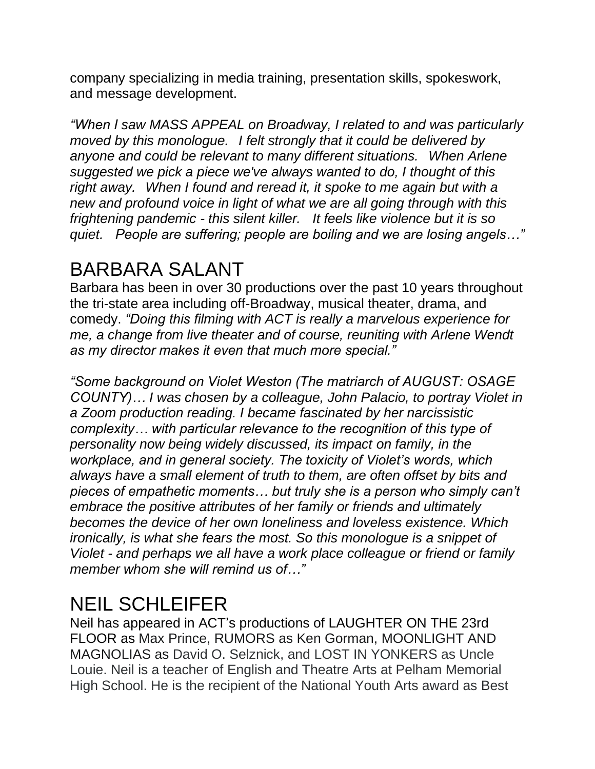company specializing in media training, presentation skills, spokeswork, and message development.

*"When I saw MASS APPEAL on Broadway, I related to and was particularly moved by this monologue. I felt strongly that it could be delivered by anyone and could be relevant to many different situations. When Arlene suggested we pick a piece we've always wanted to do, I thought of this right away. When I found and reread it, it spoke to me again but with a new and profound voice in light of what we are all going through with this frightening pandemic - this silent killer. It feels like violence but it is so quiet. People are suffering; people are boiling and we are losing angels…"*

## BARBARA SALANT

Barbara has been in over 30 productions over the past 10 years throughout the tri-state area including off-Broadway, musical theater, drama, and comedy. *"Doing this filming with ACT is really a marvelous experience for me, a change from live theater and of course, reuniting with Arlene Wendt as my director makes it even that much more special."*

*"Some background on Violet Weston (The matriarch of AUGUST: OSAGE COUNTY)… I was chosen by a colleague, John Palacio, to portray Violet in a Zoom production reading. I became fascinated by her narcissistic complexity… with particular relevance to the recognition of this type of personality now being widely discussed, its impact on family, in the workplace, and in general society. The toxicity of Violet's words, which always have a small element of truth to them, are often offset by bits and pieces of empathetic moments… but truly she is a person who simply can't embrace the positive attributes of her family or friends and ultimately becomes the device of her own loneliness and loveless existence. Which ironically, is what she fears the most. So this monologue is a snippet of Violet - and perhaps we all have a work place colleague or friend or family member whom she will remind us of…"*

## NEIL SCHLEIFER

Neil has appeared in ACT's productions of LAUGHTER ON THE 23rd FLOOR as Max Prince, RUMORS as Ken Gorman, MOONLIGHT AND MAGNOLIAS as David O. Selznick, and LOST IN YONKERS as Uncle Louie. Neil is a teacher of English and Theatre Arts at Pelham Memorial High School. He is the recipient of the National Youth Arts award as Best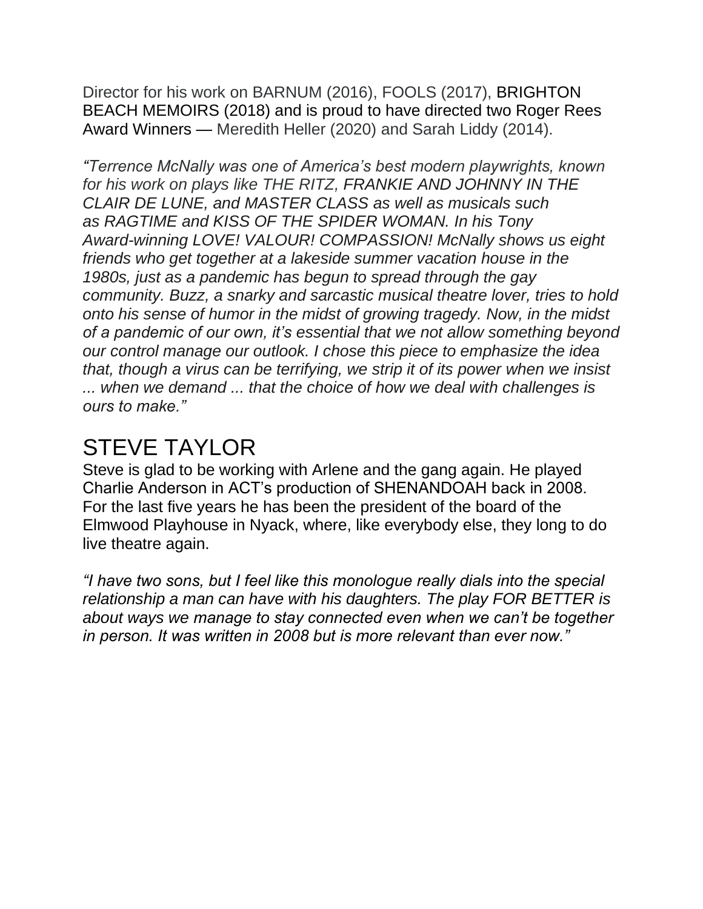Director for his work on BARNUM (2016), FOOLS (2017), BRIGHTON BEACH MEMOIRS (2018) and is proud to have directed two Roger Rees Award Winners — Meredith Heller (2020) and Sarah Liddy (2014).

*"Terrence McNally was one of America's best modern playwrights, known for his work on plays like THE RITZ, FRANKIE AND JOHNNY IN THE CLAIR DE LUNE, and MASTER CLASS as well as musicals such as RAGTIME and KISS OF THE SPIDER WOMAN. In his Tony Award-winning LOVE! VALOUR! COMPASSION! McNally shows us eight friends who get together at a lakeside summer vacation house in the 1980s, just as a pandemic has begun to spread through the gay community. Buzz, a snarky and sarcastic musical theatre lover, tries to hold onto his sense of humor in the midst of growing tragedy. Now, in the midst of a pandemic of our own, it's essential that we not allow something beyond our control manage our outlook. I chose this piece to emphasize the idea that, though a virus can be terrifying, we strip it of its power when we insist ... when we demand ... that the choice of how we deal with challenges is ours to make."*

# STEVE TAYLOR

Steve is glad to be working with Arlene and the gang again. He played Charlie Anderson in ACT's production of SHENANDOAH back in 2008. For the last five years he has been the president of the board of the Elmwood Playhouse in Nyack, where, like everybody else, they long to do live theatre again.

*"I have two sons, but I feel like this monologue really dials into the special relationship a man can have with his daughters. The play FOR BETTER is about ways we manage to stay connected even when we can't be together in person. It was written in 2008 but is more relevant than ever now."*